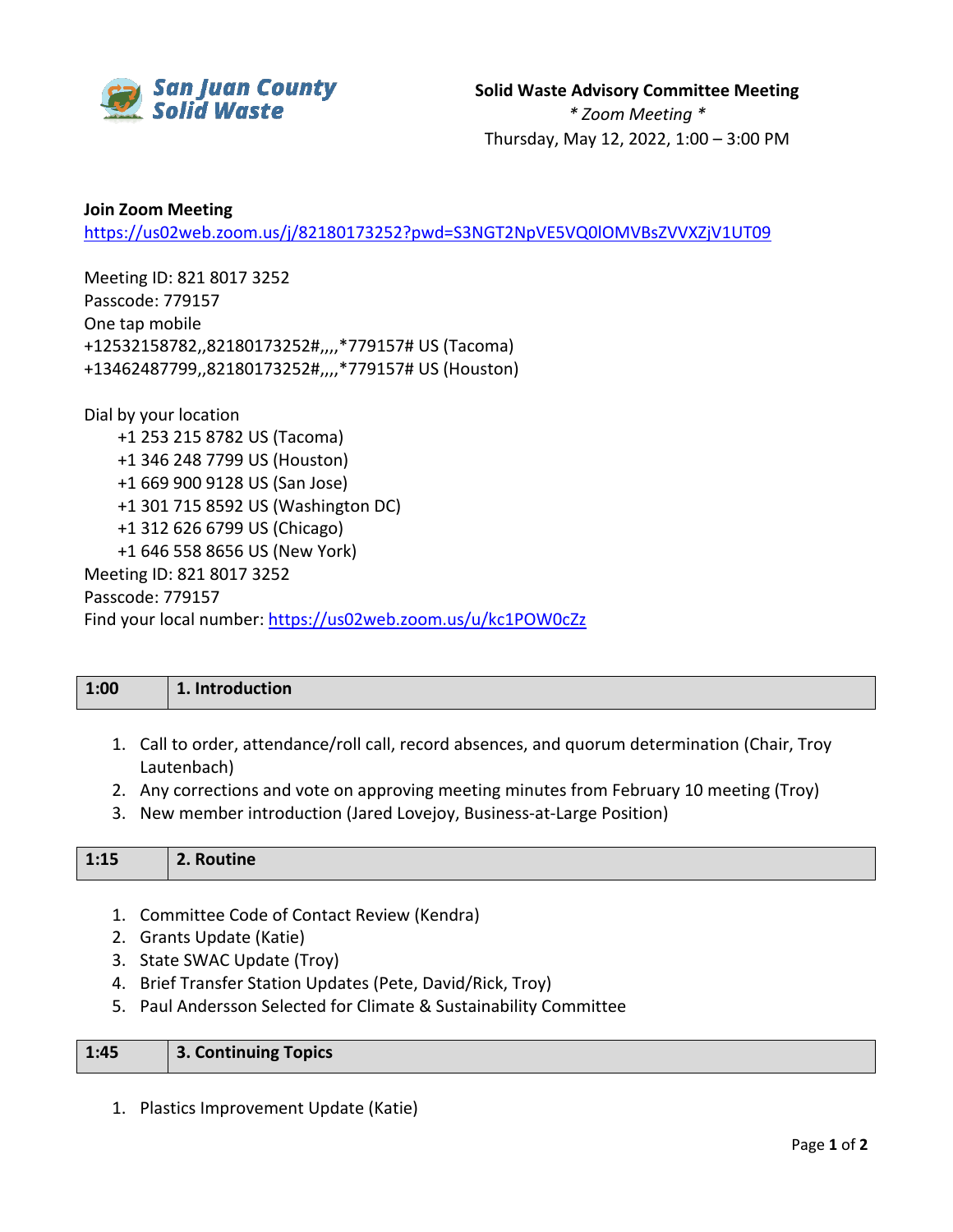San Juan County Solid Waste

**Solid Waste Advisory Committee Meeting**
*\* Zoom Meeting \**
Thursday, May 12, 2022, 1:00 – 3:00 PM

**Join Zoom Meeting**
https://us02web.zoom.us/j/82180173252?pwd=S3NGT2NpVE5VQ0lOMVBsZVVXZjV1UT09

Meeting ID: 821 8017 3252
Passcode: 779157
One tap mobile
+12532158782,,82180173252#,,,,*779157# US (Tacoma)
+13462487799,,82180173252#,,,,*779157# US (Houston)

Dial by your location
- +1 253 215 8782 US (Tacoma)
- +1 346 248 7799 US (Houston)
- +1 669 900 9128 US (San Jose)
- +1 301 715 8592 US (Washington DC)
- +1 312 626 6799 US (Chicago)
- +1 646 558 8656 US (New York)

Meeting ID: 821 8017 3252
Passcode: 779157
Find your local number: https://us02web.zoom.us/u/kc1POW0cZz

| 1:00 | 1. Introduction |
|---|---|

1. Call to order, attendance/roll call, record absences, and quorum determination (Chair, Troy Lautenbach)
2. Any corrections and vote on approving meeting minutes from February 10 meeting (Troy)
3. New member introduction (Jared Lovejoy, Business-at-Large Position)

| 1:15 | 2. Routine |
|---|---|

1. Committee Code of Contact Review (Kendra)
2. Grants Update (Katie)
3. State SWAC Update (Troy)
4. Brief Transfer Station Updates (Pete, David/Rick, Troy)
5. Paul Andersson Selected for Climate & Sustainability Committee

| 1:45 | 3. Continuing Topics |
|---|---|

1. Plastics Improvement Update (Katie)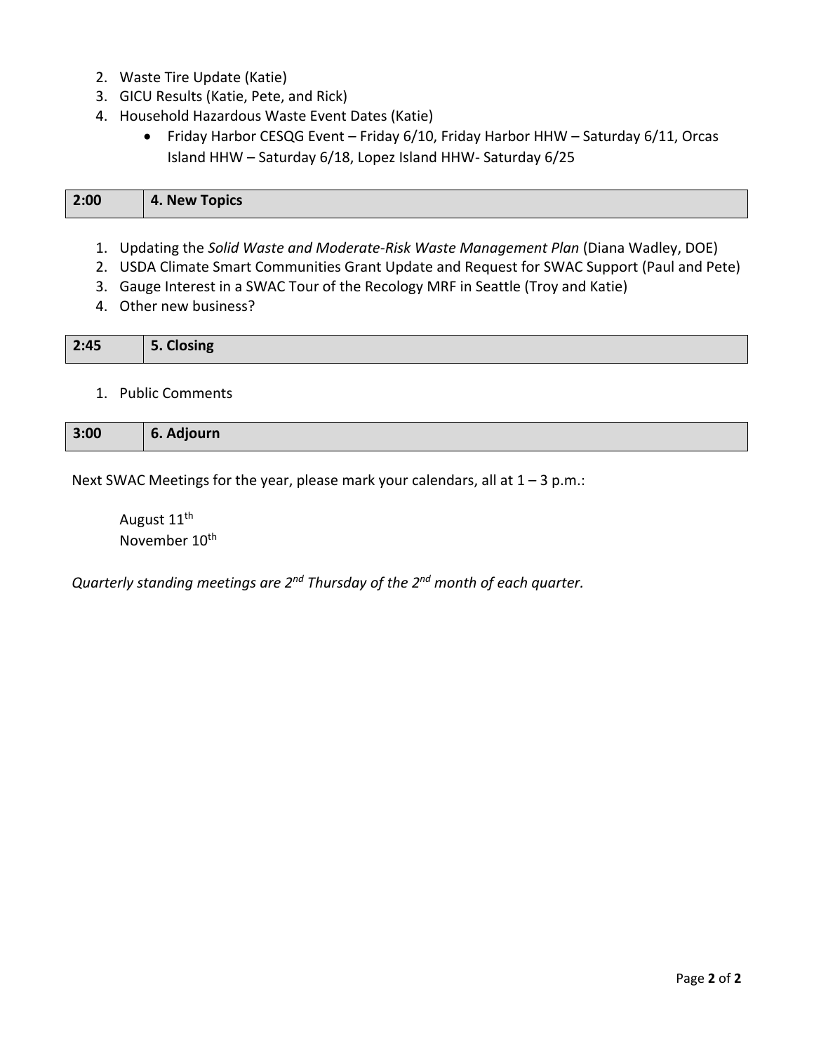2. Waste Tire Update (Katie)
3. GICU Results (Katie, Pete, and Rick)
4. Household Hazardous Waste Event Dates (Katie)
   - Friday Harbor CESQG Event – Friday 6/10, Friday Harbor HHW – Saturday 6/11, Orcas Island HHW – Saturday 6/18, Lopez Island HHW- Saturday 6/25

| 2:00 | 4. New Topics |
|---|---|

1. Updating the *Solid Waste and Moderate-Risk Waste Management Plan* (Diana Wadley, DOE)
2. USDA Climate Smart Communities Grant Update and Request for SWAC Support (Paul and Pete)
3. Gauge Interest in a SWAC Tour of the Recology MRF in Seattle (Troy and Katie)
4. Other new business?

| 2:45 | 5. Closing |
|---|---|

1. Public Comments

| 3:00 | 6. Adjourn |
|---|---|

Next SWAC Meetings for the year, please mark your calendars, all at 1 – 3 p.m.:

August 11th
November 10th

*Quarterly standing meetings are 2nd Thursday of the 2nd month of each quarter.*